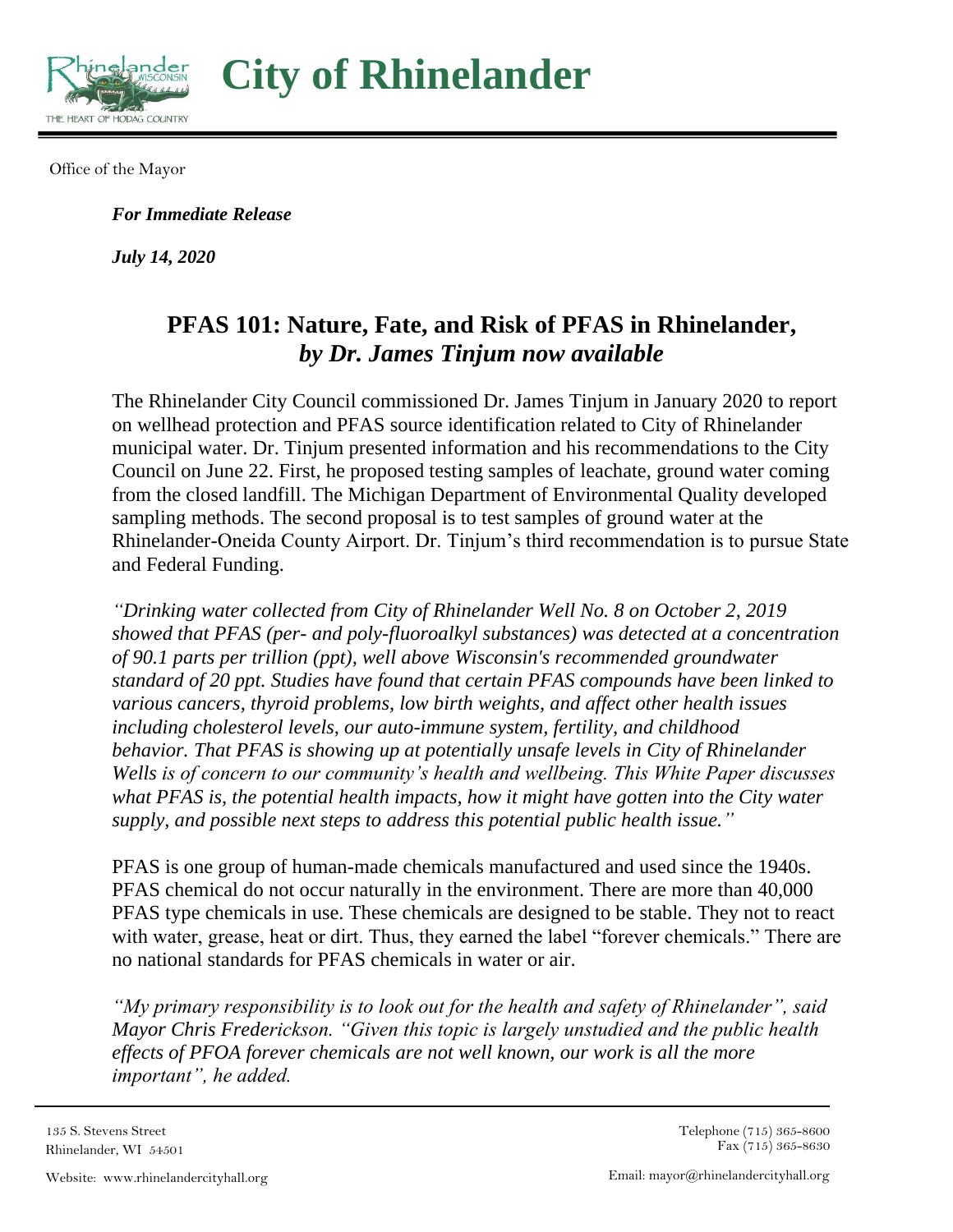# City of Rhinelander

Office of the Mayor

***For Immediate Release***

***July 14, 2020***

## PFAS 101: Nature, Fate, and Risk of PFAS in Rhinelander, *by Dr. James Tinjum now available*

The Rhinelander City Council commissioned Dr. James Tinjum in January 2020 to report on wellhead protection and PFAS source identification related to City of Rhinelander municipal water. Dr. Tinjum presented information and his recommendations to the City Council on June 22. First, he proposed testing samples of leachate, ground water coming from the closed landfill. The Michigan Department of Environmental Quality developed sampling methods. The second proposal is to test samples of ground water at the Rhinelander-Oneida County Airport. Dr. Tinjum's third recommendation is to pursue State and Federal Funding.

*"Drinking water collected from City of Rhinelander Well No. 8 on October 2, 2019 showed that PFAS (per- and poly-fluoroalkyl substances) was detected at a concentration of 90.1 parts per trillion (ppt), well above Wisconsin's recommended groundwater standard of 20 ppt. Studies have found that certain PFAS compounds have been linked to various cancers, thyroid problems, low birth weights, and affect other health issues including cholesterol levels, our auto-immune system, fertility, and childhood behavior. That PFAS is showing up at potentially unsafe levels in City of Rhinelander Wells is of concern to our community's health and wellbeing. This White Paper discusses what PFAS is, the potential health impacts, how it might have gotten into the City water supply, and possible next steps to address this potential public health issue."*

PFAS is one group of human-made chemicals manufactured and used since the 1940s. PFAS chemical do not occur naturally in the environment. There are more than 40,000 PFAS type chemicals in use. These chemicals are designed to be stable. They not to react with water, grease, heat or dirt. Thus, they earned the label "forever chemicals." There are no national standards for PFAS chemicals in water or air.

*"My primary responsibility is to look out for the health and safety of Rhinelander", said Mayor Chris Frederickson. "Given this topic is largely unstudied and the public health effects of PFOA forever chemicals are not well known, our work is all the more important", he added.*

135 S. Stevens Street
Rhinelander, WI 54501

Telephone (715) 365-8600
Fax (715) 365-8630

Website: www.rhinelandercityhall.org

Email: mayor@rhinelandercityhall.org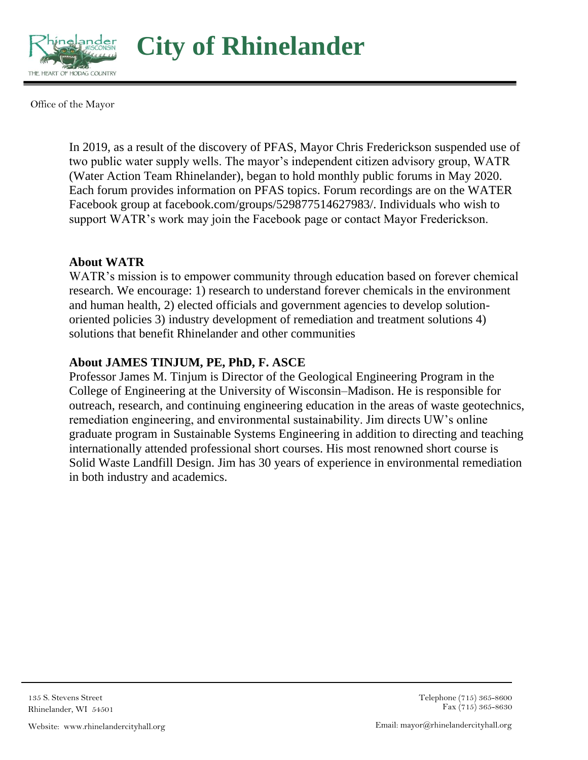# City of Rhinelander

Office of the Mayor

In 2019, as a result of the discovery of PFAS, Mayor Chris Frederickson suspended use of two public water supply wells. The mayor's independent citizen advisory group, WATR (Water Action Team Rhinelander), began to hold monthly public forums in May 2020. Each forum provides information on PFAS topics. Forum recordings are on the WATER Facebook group at facebook.com/groups/529877514627983/. Individuals who wish to support WATR's work may join the Facebook page or contact Mayor Frederickson.

**About WATR**

WATR's mission is to empower community through education based on forever chemical research. We encourage: 1) research to understand forever chemicals in the environment and human health, 2) elected officials and government agencies to develop solution-oriented policies 3) industry development of remediation and treatment solutions 4) solutions that benefit Rhinelander and other communities

**About JAMES TINJUM, PE, PhD, F. ASCE**

Professor James M. Tinjum is Director of the Geological Engineering Program in the College of Engineering at the University of Wisconsin–Madison. He is responsible for outreach, research, and continuing engineering education in the areas of waste geotechnics, remediation engineering, and environmental sustainability. Jim directs UW's online graduate program in Sustainable Systems Engineering in addition to directing and teaching internationally attended professional short courses. His most renowned short course is Solid Waste Landfill Design. Jim has 30 years of experience in environmental remediation in both industry and academics.

135 S. Stevens Street
Rhinelander, WI 54501

Telephone (715) 365-8600
Fax (715) 365-8630

Website: www.rhinelandercityhall.org

Email: mayor@rhinelandercityhall.org